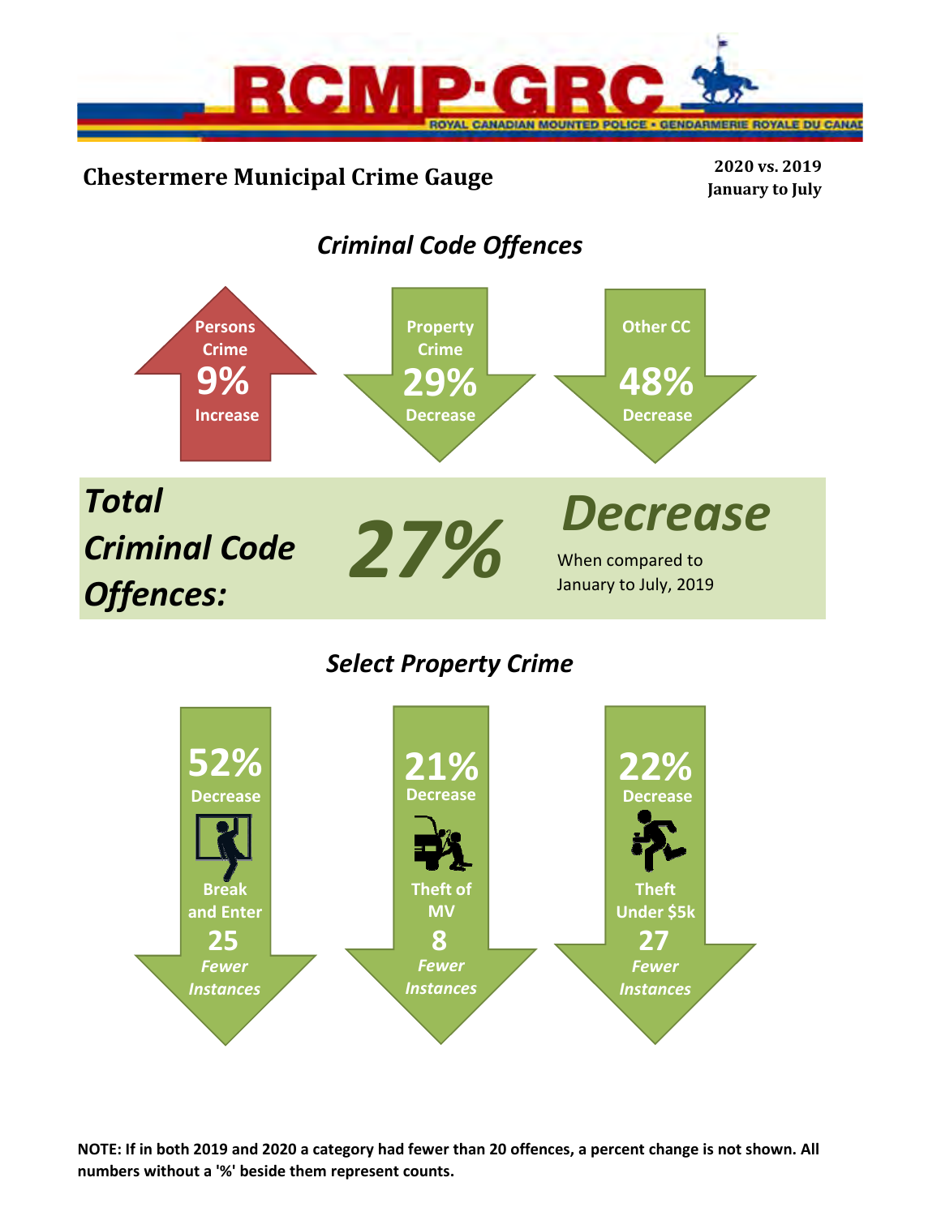RCMP·GRC
ROYAL CANADIAN MOUNTED POLICE • GENDARMERIE ROYALE DU CANADA

# Chestermere Municipal Crime Gauge

**2020 vs. 2019**
**January to July**

## *Criminal Code Offences*

**Persons Crime**
**9%**
**Increase**

**Property Crime**
**29%**
**Decrease**

**Other CC**
**48%**
**Decrease**

***Total Criminal Code Offences:*** ***27%*** ***Decrease***

When compared to January to July, 2019

## *Select Property Crime*

**52%**
**Decrease**
**Break and Enter**
**25**
***Fewer Instances***

**21%**
**Decrease**
**Theft of MV**
**8**
***Fewer Instances***

**22%**
**Decrease**
**Theft Under $5k**
**27**
***Fewer Instances***

**NOTE: If in both 2019 and 2020 a category had fewer than 20 offences, a percent change is not shown. All numbers without a '%' beside them represent counts.**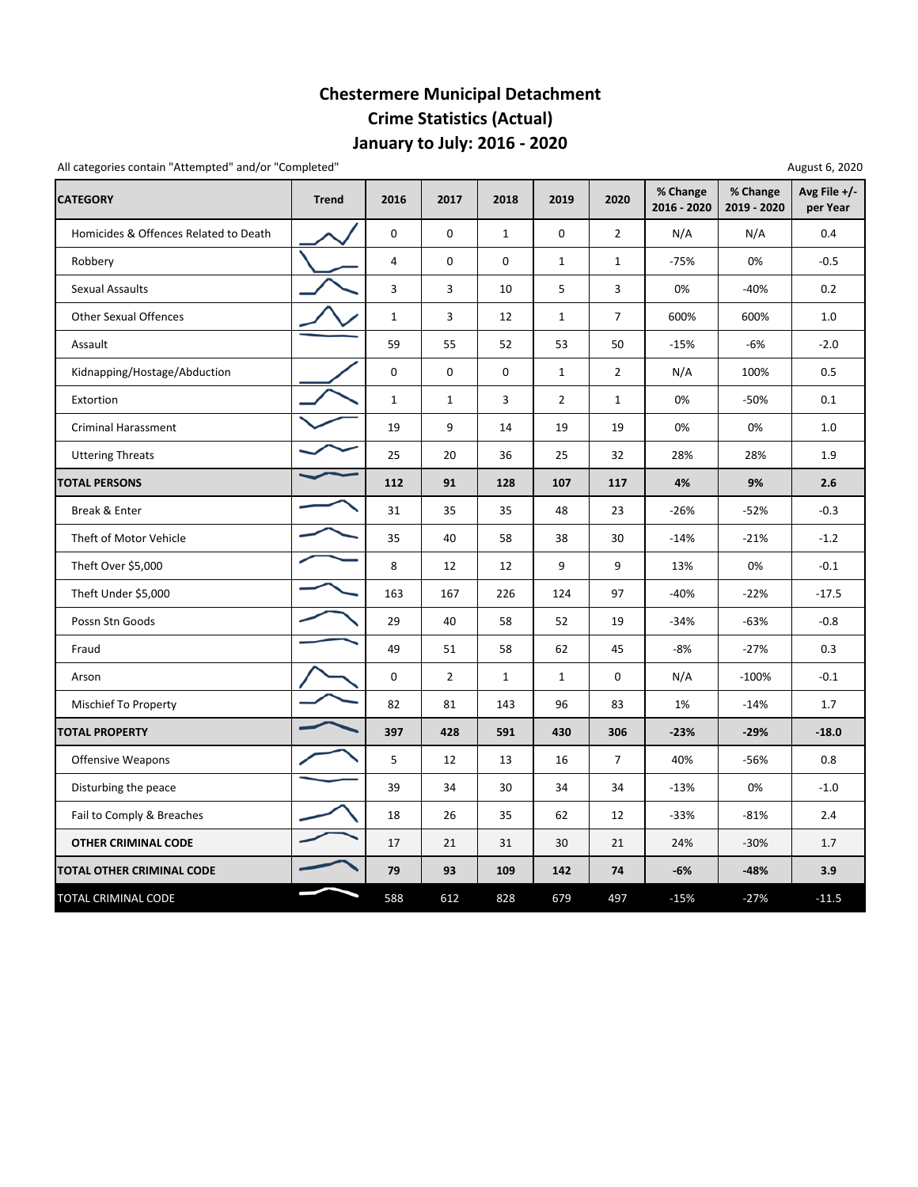# Chestermere Municipal Detachment
# Crime Statistics (Actual)
# January to July: 2016 - 2020

All categories contain "Attempted" and/or "Completed"

August 6, 2020

| CATEGORY | Trend | 2016 | 2017 | 2018 | 2019 | 2020 | % Change 2016 - 2020 | % Change 2019 - 2020 | Avg File +/- per Year |
|---|---|---|---|---|---|---|---|---|---|
| Homicides & Offences Related to Death | | 0 | 0 | 1 | 0 | 2 | N/A | N/A | 0.4 |
| Robbery | | 4 | 0 | 0 | 1 | 1 | -75% | 0% | -0.5 |
| Sexual Assaults | | 3 | 3 | 10 | 5 | 3 | 0% | -40% | 0.2 |
| Other Sexual Offences | | 1 | 3 | 12 | 1 | 7 | 600% | 600% | 1.0 |
| Assault | | 59 | 55 | 52 | 53 | 50 | -15% | -6% | -2.0 |
| Kidnapping/Hostage/Abduction | | 0 | 0 | 0 | 1 | 2 | N/A | 100% | 0.5 |
| Extortion | | 1 | 1 | 3 | 2 | 1 | 0% | -50% | 0.1 |
| Criminal Harassment | | 19 | 9 | 14 | 19 | 19 | 0% | 0% | 1.0 |
| Uttering Threats | | 25 | 20 | 36 | 25 | 32 | 28% | 28% | 1.9 |
| **TOTAL PERSONS** | | **112** | **91** | **128** | **107** | **117** | **4%** | **9%** | **2.6** |
| Break & Enter | | 31 | 35 | 35 | 48 | 23 | -26% | -52% | -0.3 |
| Theft of Motor Vehicle | | 35 | 40 | 58 | 38 | 30 | -14% | -21% | -1.2 |
| Theft Over $5,000 | | 8 | 12 | 12 | 9 | 9 | 13% | 0% | -0.1 |
| Theft Under $5,000 | | 163 | 167 | 226 | 124 | 97 | -40% | -22% | -17.5 |
| Possn Stn Goods | | 29 | 40 | 58 | 52 | 19 | -34% | -63% | -0.8 |
| Fraud | | 49 | 51 | 58 | 62 | 45 | -8% | -27% | 0.3 |
| Arson | | 0 | 2 | 1 | 1 | 0 | N/A | -100% | -0.1 |
| Mischief To Property | | 82 | 81 | 143 | 96 | 83 | 1% | -14% | 1.7 |
| **TOTAL PROPERTY** | | **397** | **428** | **591** | **430** | **306** | **-23%** | **-29%** | **-18.0** |
| Offensive Weapons | | 5 | 12 | 13 | 16 | 7 | 40% | -56% | 0.8 |
| Disturbing the peace | | 39 | 34 | 30 | 34 | 34 | -13% | 0% | -1.0 |
| Fail to Comply & Breaches | | 18 | 26 | 35 | 62 | 12 | -33% | -81% | 2.4 |
| **OTHER CRIMINAL CODE** | | 17 | 21 | 31 | 30 | 21 | 24% | -30% | 1.7 |
| **TOTAL OTHER CRIMINAL CODE** | | **79** | **93** | **109** | **142** | **74** | **-6%** | **-48%** | **3.9** |
| TOTAL CRIMINAL CODE | | 588 | 612 | 828 | 679 | 497 | -15% | -27% | -11.5 |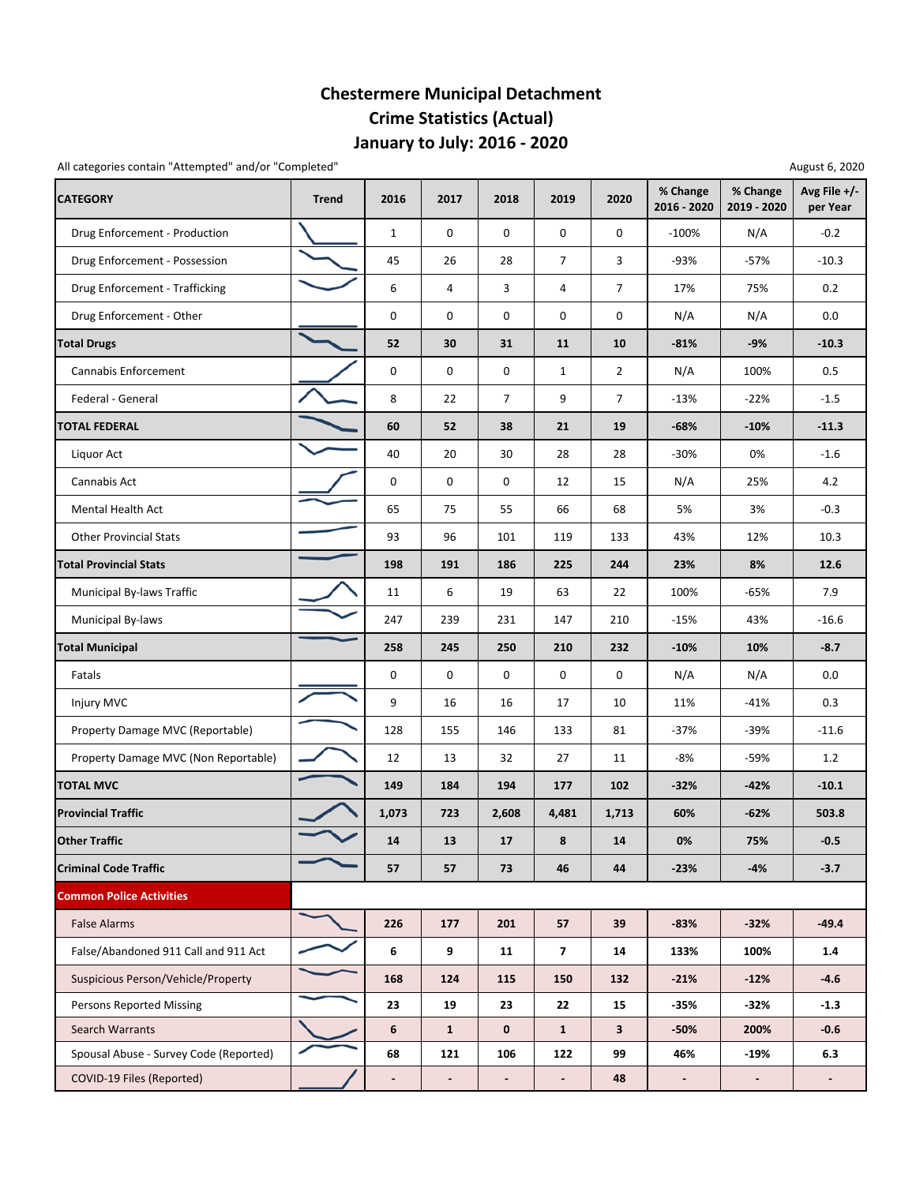# Chestermere Municipal Detachment
# Crime Statistics (Actual)
# January to July: 2016 - 2020

All categories contain "Attempted" and/or "Completed"

August 6, 2020

| CATEGORY | Trend | 2016 | 2017 | 2018 | 2019 | 2020 | % Change 2016 - 2020 | % Change 2019 - 2020 | Avg File +/- per Year |
|---|---|---|---|---|---|---|---|---|---|
| Drug Enforcement - Production | | 1 | 0 | 0 | 0 | 0 | -100% | N/A | -0.2 |
| Drug Enforcement - Possession | | 45 | 26 | 28 | 7 | 3 | -93% | -57% | -10.3 |
| Drug Enforcement - Trafficking | | 6 | 4 | 3 | 4 | 7 | 17% | 75% | 0.2 |
| Drug Enforcement - Other | | 0 | 0 | 0 | 0 | 0 | N/A | N/A | 0.0 |
| **Total Drugs** | | **52** | **30** | **31** | **11** | **10** | **-81%** | **-9%** | **-10.3** |
| Cannabis Enforcement | | 0 | 0 | 0 | 1 | 2 | N/A | 100% | 0.5 |
| Federal - General | | 8 | 22 | 7 | 9 | 7 | -13% | -22% | -1.5 |
| **TOTAL FEDERAL** | | **60** | **52** | **38** | **21** | **19** | **-68%** | **-10%** | **-11.3** |
| Liquor Act | | 40 | 20 | 30 | 28 | 28 | -30% | 0% | -1.6 |
| Cannabis Act | | 0 | 0 | 0 | 12 | 15 | N/A | 25% | 4.2 |
| Mental Health Act | | 65 | 75 | 55 | 66 | 68 | 5% | 3% | -0.3 |
| Other Provincial Stats | | 93 | 96 | 101 | 119 | 133 | 43% | 12% | 10.3 |
| **Total Provincial Stats** | | **198** | **191** | **186** | **225** | **244** | **23%** | **8%** | **12.6** |
| Municipal By-laws Traffic | | 11 | 6 | 19 | 63 | 22 | 100% | -65% | 7.9 |
| Municipal By-laws | | 247 | 239 | 231 | 147 | 210 | -15% | 43% | -16.6 |
| **Total Municipal** | | **258** | **245** | **250** | **210** | **232** | **-10%** | **10%** | **-8.7** |
| Fatals | | 0 | 0 | 0 | 0 | 0 | N/A | N/A | 0.0 |
| Injury MVC | | 9 | 16 | 16 | 17 | 10 | 11% | -41% | 0.3 |
| Property Damage MVC (Reportable) | | 128 | 155 | 146 | 133 | 81 | -37% | -39% | -11.6 |
| Property Damage MVC (Non Reportable) | | 12 | 13 | 32 | 27 | 11 | -8% | -59% | 1.2 |
| **TOTAL MVC** | | **149** | **184** | **194** | **177** | **102** | **-32%** | **-42%** | **-10.1** |
| **Provincial Traffic** | | **1,073** | **723** | **2,608** | **4,481** | **1,713** | **60%** | **-62%** | **503.8** |
| **Other Traffic** | | **14** | **13** | **17** | **8** | **14** | **0%** | **75%** | **-0.5** |
| **Criminal Code Traffic** | | **57** | **57** | **73** | **46** | **44** | **-23%** | **-4%** | **-3.7** |
| **Common Police Activities** | | | | | | | | | |
| False Alarms | | **226** | **177** | **201** | **57** | **39** | **-83%** | **-32%** | **-49.4** |
| False/Abandoned 911 Call and 911 Act | | **6** | **9** | **11** | **7** | **14** | **133%** | **100%** | **1.4** |
| Suspicious Person/Vehicle/Property | | **168** | **124** | **115** | **150** | **132** | **-21%** | **-12%** | **-4.6** |
| Persons Reported Missing | | **23** | **19** | **23** | **22** | **15** | **-35%** | **-32%** | **-1.3** |
| Search Warrants | | **6** | **1** | **0** | **1** | **3** | **-50%** | **200%** | **-0.6** |
| Spousal Abuse - Survey Code (Reported) | | **68** | **121** | **106** | **122** | **99** | **46%** | **-19%** | **6.3** |
| COVID-19 Files (Reported) | | **-** | **-** | **-** | **-** | **48** | **-** | **-** | **-** |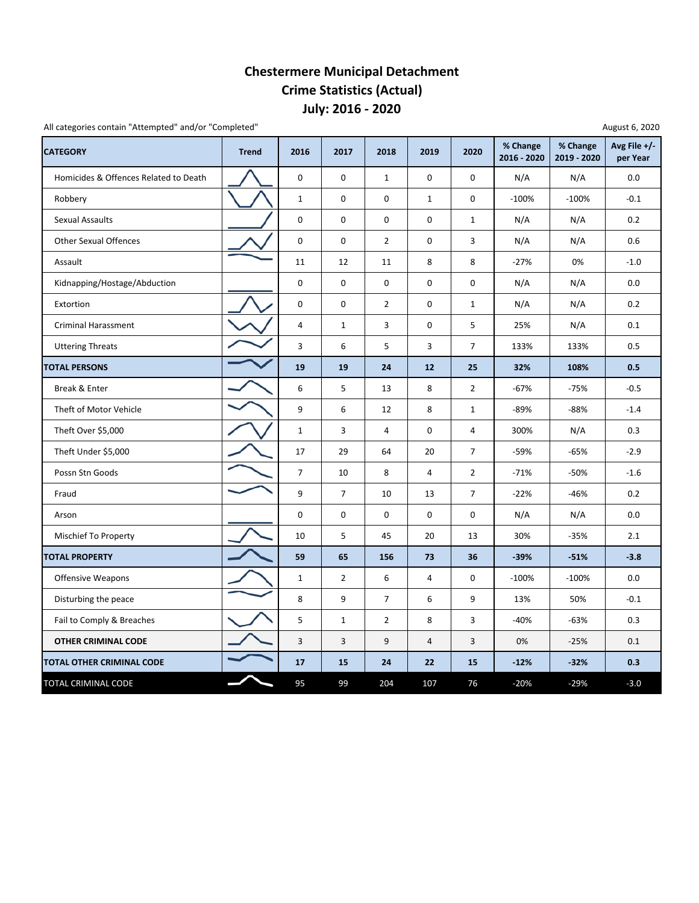# Chestermere Municipal Detachment
## Crime Statistics (Actual)
## July: 2016 - 2020

All categories contain "Attempted" and/or "Completed"

August 6, 2020

| CATEGORY | Trend | 2016 | 2017 | 2018 | 2019 | 2020 | % Change 2016 - 2020 | % Change 2019 - 2020 | Avg File +/- per Year |
|---|---|---|---|---|---|---|---|---|---|
| Homicides & Offences Related to Death | | 0 | 0 | 1 | 0 | 0 | N/A | N/A | 0.0 |
| Robbery | | 1 | 0 | 0 | 1 | 0 | -100% | -100% | -0.1 |
| Sexual Assaults | | 0 | 0 | 0 | 0 | 1 | N/A | N/A | 0.2 |
| Other Sexual Offences | | 0 | 0 | 2 | 0 | 3 | N/A | N/A | 0.6 |
| Assault | | 11 | 12 | 11 | 8 | 8 | -27% | 0% | -1.0 |
| Kidnapping/Hostage/Abduction | | 0 | 0 | 0 | 0 | 0 | N/A | N/A | 0.0 |
| Extortion | | 0 | 0 | 2 | 0 | 1 | N/A | N/A | 0.2 |
| Criminal Harassment | | 4 | 1 | 3 | 0 | 5 | 25% | N/A | 0.1 |
| Uttering Threats | | 3 | 6 | 5 | 3 | 7 | 133% | 133% | 0.5 |
| **TOTAL PERSONS** | | **19** | **19** | **24** | **12** | **25** | **32%** | **108%** | **0.5** |
| Break & Enter | | 6 | 5 | 13 | 8 | 2 | -67% | -75% | -0.5 |
| Theft of Motor Vehicle | | 9 | 6 | 12 | 8 | 1 | -89% | -88% | -1.4 |
| Theft Over $5,000 | | 1 | 3 | 4 | 0 | 4 | 300% | N/A | 0.3 |
| Theft Under $5,000 | | 17 | 29 | 64 | 20 | 7 | -59% | -65% | -2.9 |
| Possn Stn Goods | | 7 | 10 | 8 | 4 | 2 | -71% | -50% | -1.6 |
| Fraud | | 9 | 7 | 10 | 13 | 7 | -22% | -46% | 0.2 |
| Arson | | 0 | 0 | 0 | 0 | 0 | N/A | N/A | 0.0 |
| Mischief To Property | | 10 | 5 | 45 | 20 | 13 | 30% | -35% | 2.1 |
| **TOTAL PROPERTY** | | **59** | **65** | **156** | **73** | **36** | **-39%** | **-51%** | **-3.8** |
| Offensive Weapons | | 1 | 2 | 6 | 4 | 0 | -100% | -100% | 0.0 |
| Disturbing the peace | | 8 | 9 | 7 | 6 | 9 | 13% | 50% | -0.1 |
| Fail to Comply & Breaches | | 5 | 1 | 2 | 8 | 3 | -40% | -63% | 0.3 |
| **OTHER CRIMINAL CODE** | | 3 | 3 | 9 | 4 | 3 | 0% | -25% | 0.1 |
| **TOTAL OTHER CRIMINAL CODE** | | **17** | **15** | **24** | **22** | **15** | **-12%** | **-32%** | **0.3** |
| TOTAL CRIMINAL CODE | | 95 | 99 | 204 | 107 | 76 | -20% | -29% | -3.0 |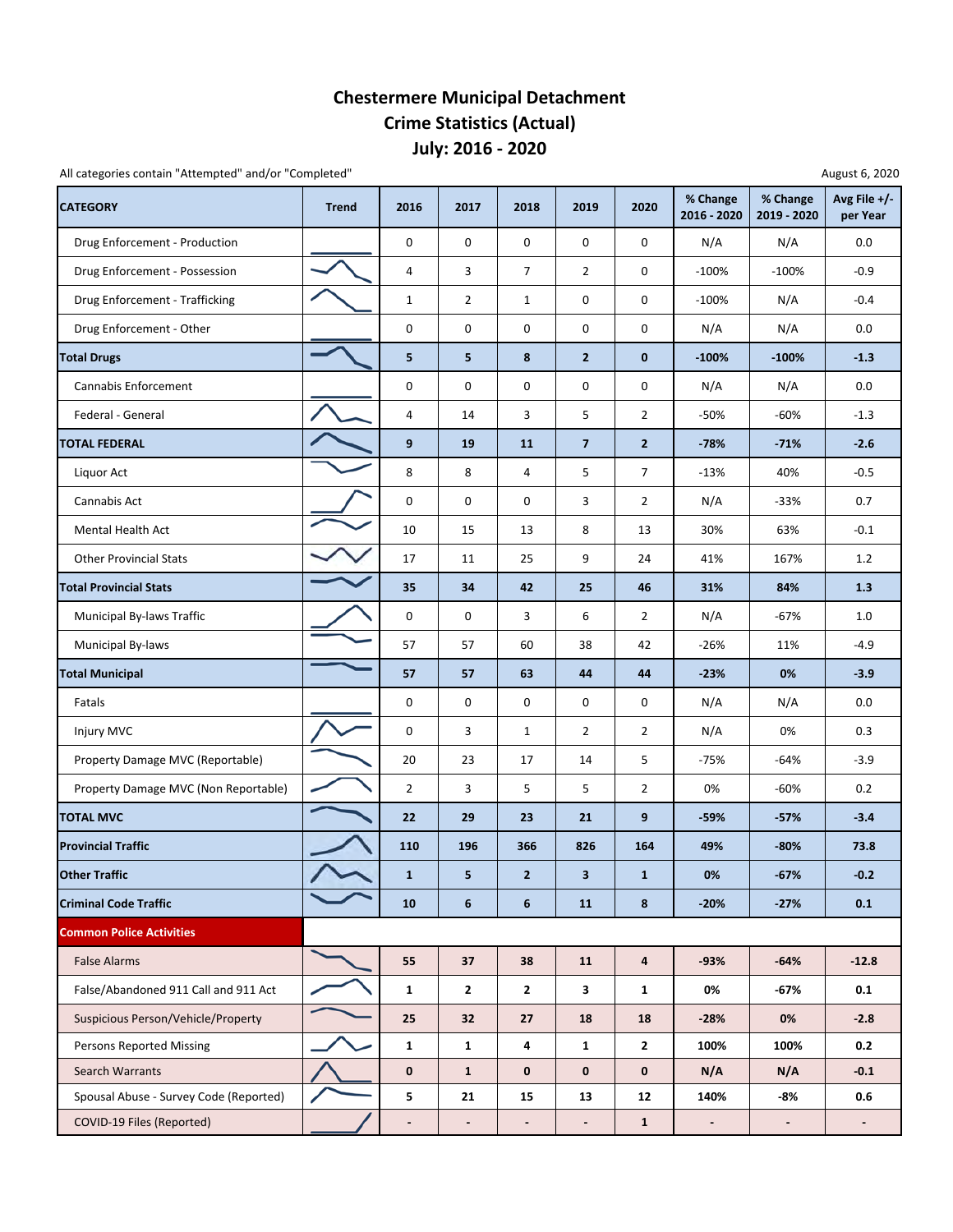# Chestermere Municipal Detachment
# Crime Statistics (Actual)
# July: 2016 - 2020

All categories contain "Attempted" and/or "Completed"

August 6, 2020

| CATEGORY | Trend | 2016 | 2017 | 2018 | 2019 | 2020 | % Change 2016 - 2020 | % Change 2019 - 2020 | Avg File +/- per Year |
|---|---|---|---|---|---|---|---|---|---|
| Drug Enforcement - Production | | 0 | 0 | 0 | 0 | 0 | N/A | N/A | 0.0 |
| Drug Enforcement - Possession | | 4 | 3 | 7 | 2 | 0 | -100% | -100% | -0.9 |
| Drug Enforcement - Trafficking | | 1 | 2 | 1 | 0 | 0 | -100% | N/A | -0.4 |
| Drug Enforcement - Other | | 0 | 0 | 0 | 0 | 0 | N/A | N/A | 0.0 |
| **Total Drugs** | | **5** | **5** | **8** | **2** | **0** | **-100%** | **-100%** | **-1.3** |
| Cannabis Enforcement | | 0 | 0 | 0 | 0 | 0 | N/A | N/A | 0.0 |
| Federal - General | | 4 | 14 | 3 | 5 | 2 | -50% | -60% | -1.3 |
| **TOTAL FEDERAL** | | **9** | **19** | **11** | **7** | **2** | **-78%** | **-71%** | **-2.6** |
| Liquor Act | | 8 | 8 | 4 | 5 | 7 | -13% | 40% | -0.5 |
| Cannabis Act | | 0 | 0 | 0 | 3 | 2 | N/A | -33% | 0.7 |
| Mental Health Act | | 10 | 15 | 13 | 8 | 13 | 30% | 63% | -0.1 |
| Other Provincial Stats | | 17 | 11 | 25 | 9 | 24 | 41% | 167% | 1.2 |
| **Total Provincial Stats** | | **35** | **34** | **42** | **25** | **46** | **31%** | **84%** | **1.3** |
| Municipal By-laws Traffic | | 0 | 0 | 3 | 6 | 2 | N/A | -67% | 1.0 |
| Municipal By-laws | | 57 | 57 | 60 | 38 | 42 | -26% | 11% | -4.9 |
| **Total Municipal** | | **57** | **57** | **63** | **44** | **44** | **-23%** | **0%** | **-3.9** |
| Fatals | | 0 | 0 | 0 | 0 | 0 | N/A | N/A | 0.0 |
| Injury MVC | | 0 | 3 | 1 | 2 | 2 | N/A | 0% | 0.3 |
| Property Damage MVC (Reportable) | | 20 | 23 | 17 | 14 | 5 | -75% | -64% | -3.9 |
| Property Damage MVC (Non Reportable) | | 2 | 3 | 5 | 5 | 2 | 0% | -60% | 0.2 |
| **TOTAL MVC** | | **22** | **29** | **23** | **21** | **9** | **-59%** | **-57%** | **-3.4** |
| **Provincial Traffic** | | **110** | **196** | **366** | **826** | **164** | **49%** | **-80%** | **73.8** |
| **Other Traffic** | | **1** | **5** | **2** | **3** | **1** | **0%** | **-67%** | **-0.2** |
| **Criminal Code Traffic** | | **10** | **6** | **6** | **11** | **8** | **-20%** | **-27%** | **0.1** |
| **Common Police Activities** | | | | | | | | | |
| False Alarms | | **55** | **37** | **38** | **11** | **4** | **-93%** | **-64%** | **-12.8** |
| False/Abandoned 911 Call and 911 Act | | **1** | **2** | **2** | **3** | **1** | **0%** | **-67%** | **0.1** |
| Suspicious Person/Vehicle/Property | | **25** | **32** | **27** | **18** | **18** | **-28%** | **0%** | **-2.8** |
| Persons Reported Missing | | **1** | **1** | **4** | **1** | **2** | **100%** | **100%** | **0.2** |
| Search Warrants | | **0** | **1** | **0** | **0** | **0** | **N/A** | **N/A** | **-0.1** |
| Spousal Abuse - Survey Code (Reported) | | **5** | **21** | **15** | **13** | **12** | **140%** | **-8%** | **0.6** |
| COVID-19 Files (Reported) | | **-** | **-** | **-** | **-** | **1** | **-** | **-** | **-** |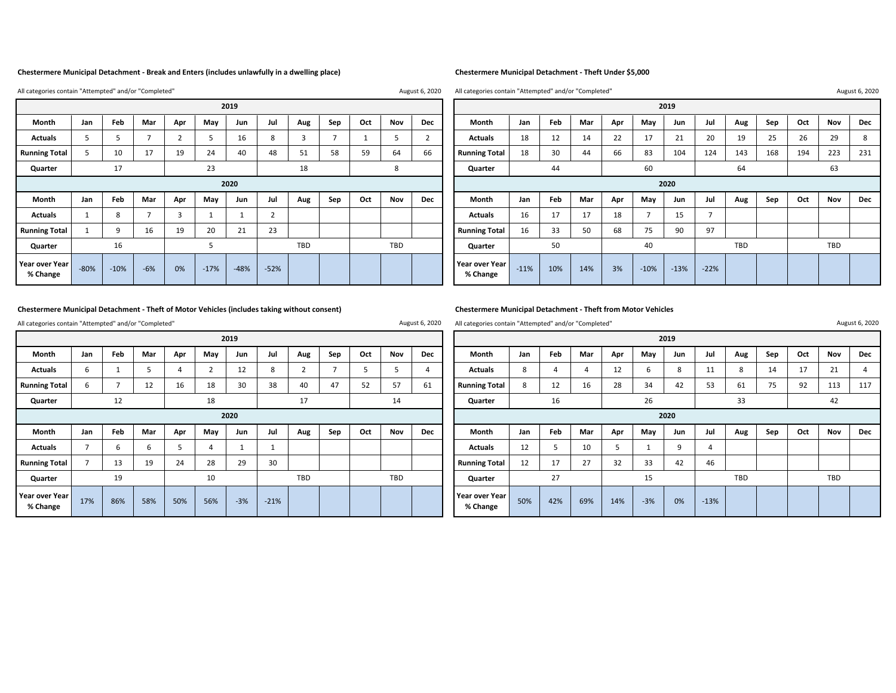**Chestermere Municipal Detachment - Break and Enters (includes unlawfully in a dwelling place)**

All categories contain "Attempted" and/or "Completed"

August 6, 2020

| 2019 | | | | | | | | | | | | |
|---|---|---|---|---|---|---|---|---|---|---|---|---|
| **Month** | **Jan** | **Feb** | **Mar** | **Apr** | **May** | **Jun** | **Jul** | **Aug** | **Sep** | **Oct** | **Nov** | **Dec** |
| **Actuals** | 5 | 5 | 7 | 2 | 5 | 16 | 8 | 3 | 7 | 1 | 5 | 2 |
| **Running Total** | 5 | 10 | 17 | 19 | 24 | 40 | 48 | 51 | 58 | 59 | 64 | 66 |
| **Quarter** | | 17 | | | 23 | | | 18 | | | 8 | |
| **2020** | | | | | | | | | | | | |
| **Month** | **Jan** | **Feb** | **Mar** | **Apr** | **May** | **Jun** | **Jul** | **Aug** | **Sep** | **Oct** | **Nov** | **Dec** |
| **Actuals** | 1 | 8 | 7 | 3 | 1 | 1 | 2 | | | | | |
| **Running Total** | 1 | 9 | 16 | 19 | 20 | 21 | 23 | | | | | |
| **Quarter** | | 16 | | | 5 | | | TBD | | | TBD | |
| **Year over Year % Change** | -80% | -10% | -6% | 0% | -17% | -48% | -52% | | | | | |

**Chestermere Municipal Detachment - Theft Under $5,000**

All categories contain "Attempted" and/or "Completed"

August 6, 2020

| 2019 | | | | | | | | | | | | |
|---|---|---|---|---|---|---|---|---|---|---|---|---|
| **Month** | **Jan** | **Feb** | **Mar** | **Apr** | **May** | **Jun** | **Jul** | **Aug** | **Sep** | **Oct** | **Nov** | **Dec** |
| **Actuals** | 18 | 12 | 14 | 22 | 17 | 21 | 20 | 19 | 25 | 26 | 29 | 8 |
| **Running Total** | 18 | 30 | 44 | 66 | 83 | 104 | 124 | 143 | 168 | 194 | 223 | 231 |
| **Quarter** | | 44 | | | 60 | | | 64 | | | 63 | |
| **2020** | | | | | | | | | | | | |
| **Month** | **Jan** | **Feb** | **Mar** | **Apr** | **May** | **Jun** | **Jul** | **Aug** | **Sep** | **Oct** | **Nov** | **Dec** |
| **Actuals** | 16 | 17 | 17 | 18 | 7 | 15 | 7 | | | | | |
| **Running Total** | 16 | 33 | 50 | 68 | 75 | 90 | 97 | | | | | |
| **Quarter** | | 50 | | | 40 | | | TBD | | | TBD | |
| **Year over Year % Change** | -11% | 10% | 14% | 3% | -10% | -13% | -22% | | | | | |

**Chestermere Municipal Detachment - Theft of Motor Vehicles (includes taking without consent)**

All categories contain "Attempted" and/or "Completed"

August 6, 2020

| 2019 | | | | | | | | | | | | |
|---|---|---|---|---|---|---|---|---|---|---|---|---|
| **Month** | **Jan** | **Feb** | **Mar** | **Apr** | **May** | **Jun** | **Jul** | **Aug** | **Sep** | **Oct** | **Nov** | **Dec** |
| **Actuals** | 6 | 1 | 5 | 4 | 2 | 12 | 8 | 2 | 7 | 5 | 5 | 4 |
| **Running Total** | 6 | 7 | 12 | 16 | 18 | 30 | 38 | 40 | 47 | 52 | 57 | 61 |
| **Quarter** | | 12 | | | 18 | | | 17 | | | 14 | |
| **2020** | | | | | | | | | | | | |
| **Month** | **Jan** | **Feb** | **Mar** | **Apr** | **May** | **Jun** | **Jul** | **Aug** | **Sep** | **Oct** | **Nov** | **Dec** |
| **Actuals** | 7 | 6 | 6 | 5 | 4 | 1 | 1 | | | | | |
| **Running Total** | 7 | 13 | 19 | 24 | 28 | 29 | 30 | | | | | |
| **Quarter** | | 19 | | | 10 | | | TBD | | | TBD | |
| **Year over Year % Change** | 17% | 86% | 58% | 50% | 56% | -3% | -21% | | | | | |

**Chestermere Municipal Detachment - Theft from Motor Vehicles**

All categories contain "Attempted" and/or "Completed"

August 6, 2020

| 2019 | | | | | | | | | | | | |
|---|---|---|---|---|---|---|---|---|---|---|---|---|
| **Month** | **Jan** | **Feb** | **Mar** | **Apr** | **May** | **Jun** | **Jul** | **Aug** | **Sep** | **Oct** | **Nov** | **Dec** |
| **Actuals** | 8 | 4 | 4 | 12 | 6 | 8 | 11 | 8 | 14 | 17 | 21 | 4 |
| **Running Total** | 8 | 12 | 16 | 28 | 34 | 42 | 53 | 61 | 75 | 92 | 113 | 117 |
| **Quarter** | | 16 | | | 26 | | | 33 | | | 42 | |
| **2020** | | | | | | | | | | | | |
| **Month** | **Jan** | **Feb** | **Mar** | **Apr** | **May** | **Jun** | **Jul** | **Aug** | **Sep** | **Oct** | **Nov** | **Dec** |
| **Actuals** | 12 | 5 | 10 | 5 | 1 | 9 | 4 | | | | | |
| **Running Total** | 12 | 17 | 27 | 32 | 33 | 42 | 46 | | | | | |
| **Quarter** | | 27 | | | 15 | | | TBD | | | TBD | |
| **Year over Year % Change** | 50% | 42% | 69% | 14% | -3% | 0% | -13% | | | | | |